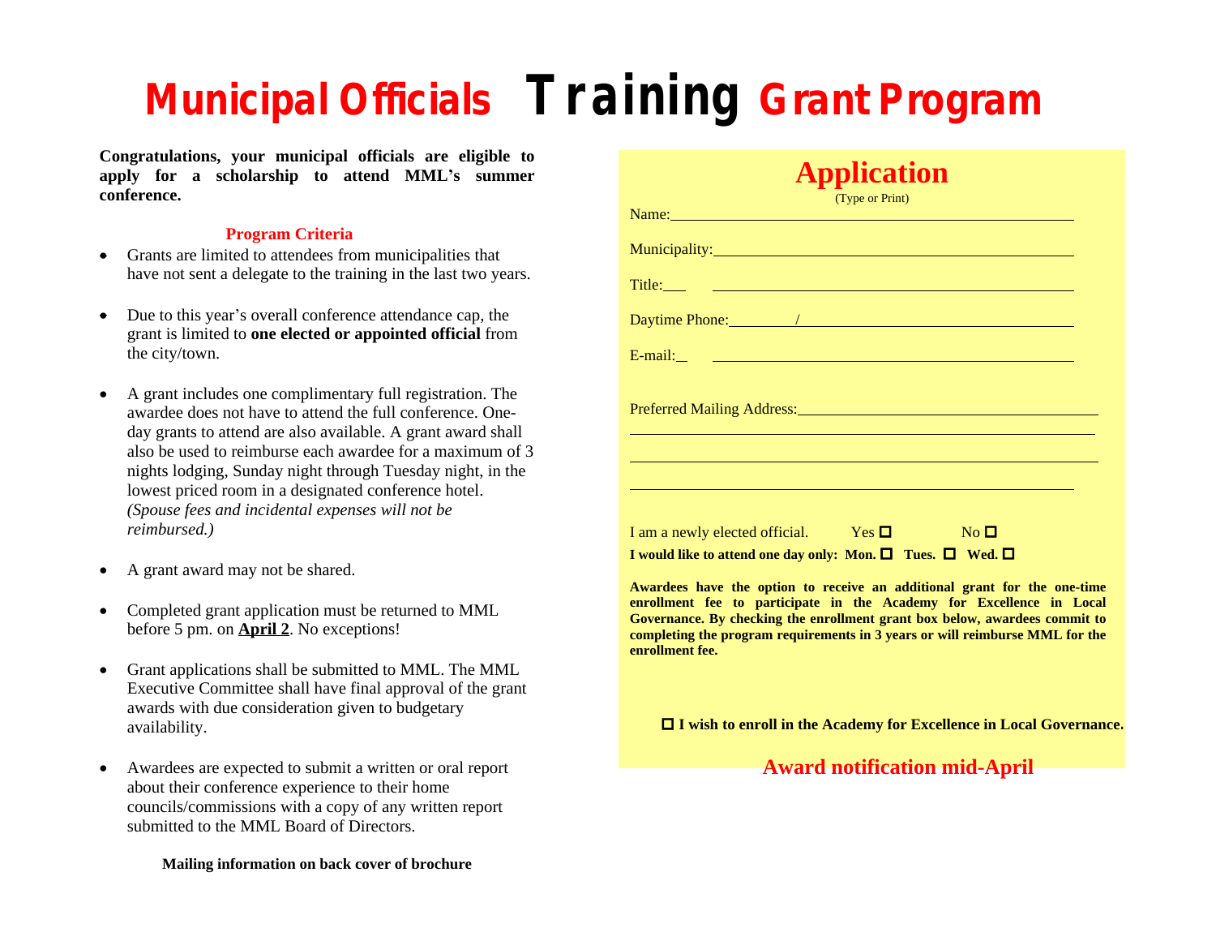# Municipal Officials Training Grant Program

**Congratulations, your municipal officials are eligible to apply for a scholarship to attend MML's summer conference.**

### Program Criteria

- Grants are limited to attendees from municipalities that have not sent a delegate to the training in the last two years.
- Due to this year's overall conference attendance cap, the grant is limited to **one elected or appointed official** from the city/town.
- A grant includes one complimentary full registration. The awardee does not have to attend the full conference. One-day grants to attend are also available. A grant award shall also be used to reimburse each awardee for a maximum of 3 nights lodging, Sunday night through Tuesday night, in the lowest priced room in a designated conference hotel. *(Spouse fees and incidental expenses will not be reimbursed.)*
- A grant award may not be shared.
- Completed grant application must be returned to MML before 5 pm. on **April 2**. No exceptions!
- Grant applications shall be submitted to MML. The MML Executive Committee shall have final approval of the grant awards with due consideration given to budgetary availability.
- Awardees are expected to submit a written or oral report about their conference experience to their home councils/commissions with a copy of any written report submitted to the MML Board of Directors.

**Mailing information on back cover of brochure**

## Application

(Type or Print)

Name: ______________________________

Municipality: ______________________________

Title: ______________________________

Daytime Phone: ________ / ______________________

E-mail: ______________________________

Preferred Mailing Address: ______________________________

______________________________

______________________________

______________________________

I am a newly elected official. Yes ☐ No ☐

**I would like to attend one day only: Mon. ☐ Tues. ☐ Wed. ☐**

**Awardees have the option to receive an additional grant for the one-time enrollment fee to participate in the Academy for Excellence in Local Governance. By checking the enrollment grant box below, awardees commit to completing the program requirements in 3 years or will reimburse MML for the enrollment fee.**

**☐ I wish to enroll in the Academy for Excellence in Local Governance.**

**Award notification mid-April**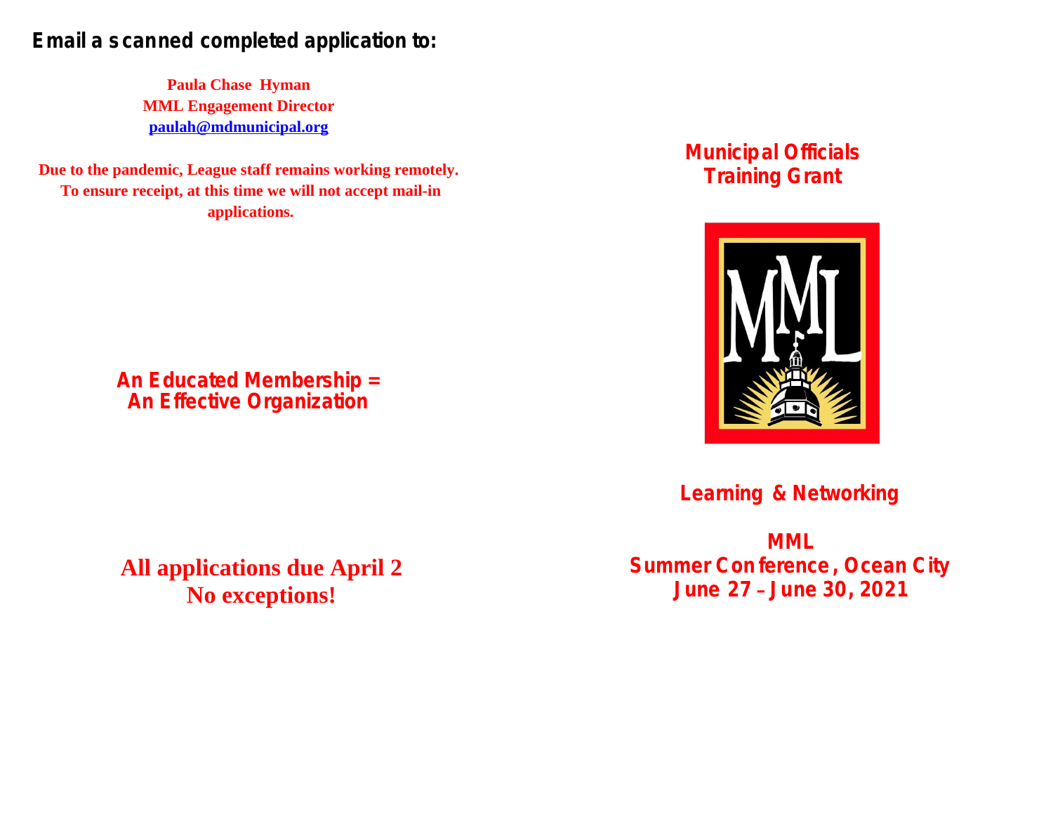**Email a scanned completed application to:**

**Paula Chase Hyman**
**MML Engagement Director**
**paulah@mdmunicipal.org**

**Due to the pandemic, League staff remains working remotely. To ensure receipt, at this time we will not accept mail-in applications.**

**An Educated Membership =**
**An Effective Organization**

**All applications due April 2**
**No exceptions!**

## Municipal Officials Training Grant

**Learning & Networking**

**MML**
**Summer Conference, Ocean City**
**June 27 – June 30, 2021**